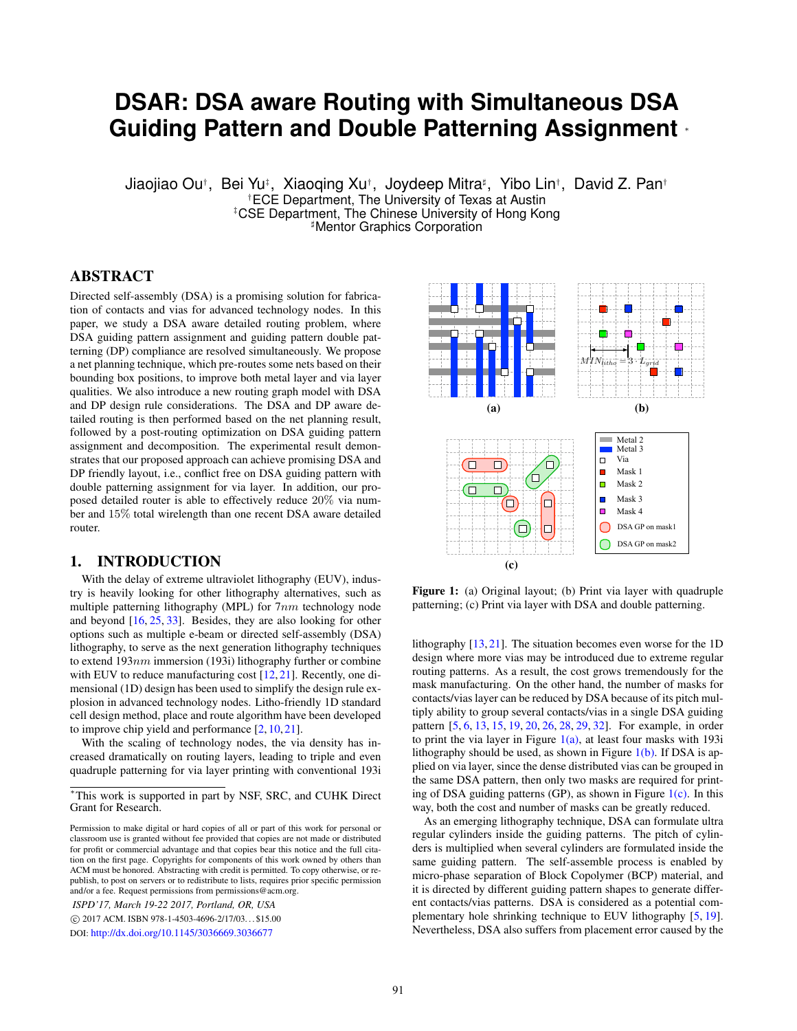# DSAR: DSA aware Routing with Simultaneous DSA Guiding Pattern and Double Patterning Assignment *

Jiaojiao Ou†, Bei Yu‡, Xiaoqing Xu†, Joydeep Mitra♯, Yibo Lin†, David Z. Pan†

†ECE Department, The University of Texas at Austin
‡CSE Department, The Chinese University of Hong Kong
♯Mentor Graphics Corporation

## ABSTRACT

Directed self-assembly (DSA) is a promising solution for fabrication of contacts and vias for advanced technology nodes. In this paper, we study a DSA aware detailed routing problem, where DSA guiding pattern assignment and guiding pattern double patterning (DP) compliance are resolved simultaneously. We propose a net planning technique, which pre-routes some nets based on their bounding box positions, to improve both metal layer and via layer qualities. We also introduce a new routing graph model with DSA and DP design rule considerations. The DSA and DP aware detailed routing is then performed based on the net planning result, followed by a post-routing optimization on DSA guiding pattern assignment and decomposition. The experimental result demonstrates that our proposed approach can achieve promising DSA and DP friendly layout, i.e., conflict free on DSA guiding pattern with double patterning assignment for via layer. In addition, our proposed detailed router is able to effectively reduce 20% via number and 15% total wirelength than one recent DSA aware detailed router.

## 1. INTRODUCTION

With the delay of extreme ultraviolet lithography (EUV), industry is heavily looking for other lithography alternatives, such as multiple patterning lithography (MPL) for $7nm$ technology node and beyond [16, 25, 33]. Besides, they are also looking for other options such as multiple e-beam or directed self-assembly (DSA) lithography, to serve as the next generation lithography techniques to extend $193nm$ immersion (193i) lithography further or combine with EUV to reduce manufacturing cost [12, 21]. Recently, one dimensional (1D) design has been used to simplify the design rule explosion in advanced technology nodes. Litho-friendly 1D standard cell design method, place and route algorithm have been developed to improve chip yield and performance [2, 10, 21].

With the scaling of technology nodes, the via density has increased dramatically on routing layers, leading to triple and even quadruple patterning for via layer printing with conventional 193i lithography [13, 21]. The situation becomes even worse for the 1D design where more vias may be introduced due to extreme regular routing patterns. As a result, the cost grows tremendously for the mask manufacturing. On the other hand, the number of masks for contacts/vias layer can be reduced by DSA because of its pitch multiply ability to group several contacts/vias in a single DSA guiding pattern [5, 6, 13, 15, 19, 20, 26, 28, 29, 32]. For example, in order to print the via layer in Figure 1(a), at least four masks with 193i lithography should be used, as shown in Figure 1(b). If DSA is applied on via layer, since the dense distributed vias can be grouped in the same DSA pattern, then only two masks are required for printing of DSA guiding patterns (GP), as shown in Figure 1(c). In this way, both the cost and number of masks can be greatly reduced.

Figure 1: (a) Original layout; (b) Print via layer with quadruple patterning; (c) Print via layer with DSA and double patterning.

As an emerging lithography technique, DSA can formulate ultra regular cylinders inside the guiding patterns. The pitch of cylinders is multiplied when several cylinders are formulated inside the same guiding pattern. The self-assemble process is enabled by micro-phase separation of Block Copolymer (BCP) material, and it is directed by different guiding pattern shapes to generate different contacts/vias patterns. DSA is considered as a potential complementary hole shrinking technique to EUV lithography [5, 19]. Nevertheless, DSA also suffers from placement error caused by the

*This work is supported in part by NSF, SRC, and CUHK Direct Grant for Research.

Permission to make digital or hard copies of all or part of this work for personal or classroom use is granted without fee provided that copies are not made or distributed for profit or commercial advantage and that copies bear this notice and the full citation on the first page. Copyrights for components of this work owned by others than ACM must be honored. Abstracting with credit is permitted. To copy otherwise, or republish, to post on servers or to redistribute to lists, requires prior specific permission and/or a fee. Request permissions from permissions@acm.org.

*ISPD'17, March 19-22 2017, Portland, OR, USA*
© 2017 ACM. ISBN 978-1-4503-4696-2/17/03...$15.00
DOI: http://dx.doi.org/10.1145/3036669.3036677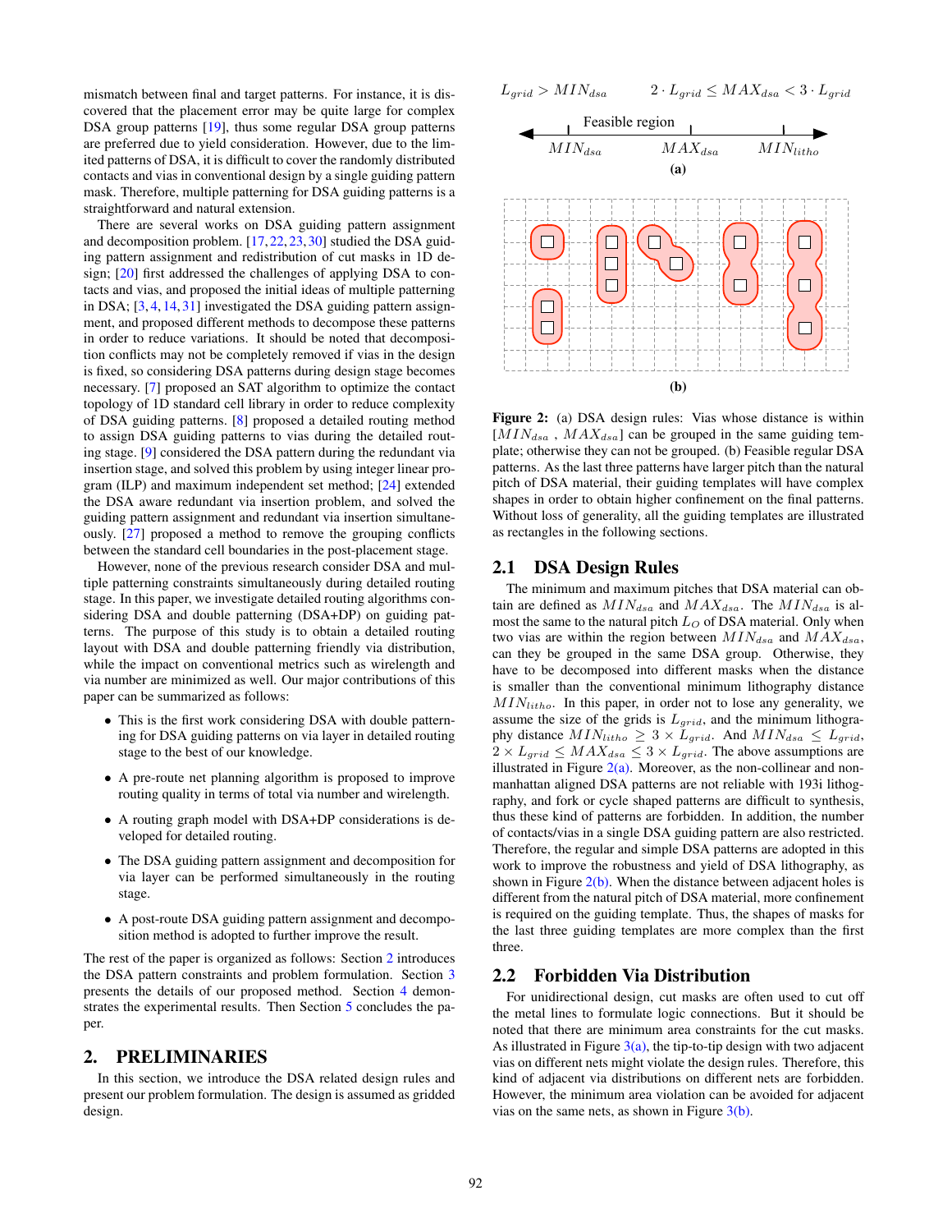mismatch between final and target patterns. For instance, it is discovered that the placement error may be quite large for complex DSA group patterns [19], thus some regular DSA group patterns are preferred due to yield consideration. However, due to the limited patterns of DSA, it is difficult to cover the randomly distributed contacts and vias in conventional design by a single guiding pattern mask. Therefore, multiple patterning for DSA guiding patterns is a straightforward and natural extension.

There are several works on DSA guiding pattern assignment and decomposition problem. [17, 22, 23, 30] studied the DSA guiding pattern assignment and redistribution of cut masks in 1D design; [20] first addressed the challenges of applying DSA to contacts and vias, and proposed the initial ideas of multiple patterning in DSA; [3, 4, 14, 31] investigated the DSA guiding pattern assignment, and proposed different methods to decompose these patterns in order to reduce variations. It should be noted that decomposition conflicts may not be completely removed if vias in the design is fixed, so considering DSA patterns during design stage becomes necessary. [7] proposed an SAT algorithm to optimize the contact topology of 1D standard cell library in order to reduce complexity of DSA guiding patterns. [8] proposed a detailed routing method to assign DSA guiding patterns to vias during the detailed routing stage. [9] considered the DSA pattern during the redundant via insertion stage, and solved this problem by using integer linear program (ILP) and maximum independent set method; [24] extended the DSA aware redundant via insertion problem, and solved the guiding pattern assignment and redundant via insertion simultaneously. [27] proposed a method to remove the grouping conflicts between the standard cell boundaries in the post-placement stage.

However, none of the previous research consider DSA and multiple patterning constraints simultaneously during detailed routing stage. In this paper, we investigate detailed routing algorithms considering DSA and double patterning (DSA+DP) on guiding patterns. The purpose of this study is to obtain a detailed routing layout with DSA and double patterning friendly via distribution, while the impact on conventional metrics such as wirelength and via number are minimized as well. Our major contributions of this paper can be summarized as follows:

- This is the first work considering DSA with double patterning for DSA guiding patterns on via layer in detailed routing stage to the best of our knowledge.
- A pre-route net planning algorithm is proposed to improve routing quality in terms of total via number and wirelength.
- A routing graph model with DSA+DP considerations is developed for detailed routing.
- The DSA guiding pattern assignment and decomposition for via layer can be performed simultaneously in the routing stage.
- A post-route DSA guiding pattern assignment and decomposition method is adopted to further improve the result.

The rest of the paper is organized as follows: Section 2 introduces the DSA pattern constraints and problem formulation. Section 3 presents the details of our proposed method. Section 4 demonstrates the experimental results. Then Section 5 concludes the paper.

# 2. PRELIMINARIES

In this section, we introduce the DSA related design rules and present our problem formulation. The design is assumed as gridded design.

$L_{grid} > MIN_{dsa}$  $2 \cdot L_{grid} \leq MAX_{dsa} < 3 \cdot L_{grid}$

Feasible region

$MIN_{dsa}$  $MAX_{dsa}$  $MIN_{litho}$

(a)

(b)

**Figure 2:** (a) DSA design rules: Vias whose distance is within $[MIN_{dsa}, MAX_{dsa}]$ can be grouped in the same guiding template; otherwise they can not be grouped. (b) Feasible regular DSA patterns. As the last three patterns have larger pitch than the natural pitch of DSA material, their guiding templates will have complex shapes in order to obtain higher confinement on the final patterns. Without loss of generality, all the guiding templates are illustrated as rectangles in the following sections.

## 2.1 DSA Design Rules

The minimum and maximum pitches that DSA material can obtain are defined as $MIN_{dsa}$ and $MAX_{dsa}$. The $MIN_{dsa}$ is almost the same to the natural pitch $L_O$ of DSA material. Only when two vias are within the region between $MIN_{dsa}$ and $MAX_{dsa}$, can they be grouped in the same DSA group. Otherwise, they have to be decomposed into different masks when the distance is smaller than the conventional minimum lithography distance $MIN_{litho}$. In this paper, in order not to lose any generality, we assume the size of the grids is $L_{grid}$, and the minimum lithography distance $MIN_{litho} \geq 3 \times L_{grid}$. And $MIN_{dsa} \leq L_{grid}$, $2 \times L_{grid} \leq MAX_{dsa} \leq 3 \times L_{grid}$. The above assumptions are illustrated in Figure 2(a). Moreover, as the non-collinear and non-manhattan aligned DSA patterns are not reliable with 193i lithography, and fork or cycle shaped patterns are difficult to synthesis, thus these kind of patterns are forbidden. In addition, the number of contacts/vias in a single DSA guiding pattern are also restricted. Therefore, the regular and simple DSA patterns are adopted in this work to improve the robustness and yield of DSA lithography, as shown in Figure 2(b). When the distance between adjacent holes is different from the natural pitch of DSA material, more confinement is required on the guiding template. Thus, the shapes of masks for the last three guiding templates are more complex than the first three.

## 2.2 Forbidden Via Distribution

For unidirectional design, cut masks are often used to cut off the metal lines to formulate logic connections. But it should be noted that there are minimum area constraints for the cut masks. As illustrated in Figure 3(a), the tip-to-tip design with two adjacent vias on different nets might violate the design rules. Therefore, this kind of adjacent via distributions on different nets are forbidden. However, the minimum area violation can be avoided for adjacent vias on the same nets, as shown in Figure 3(b).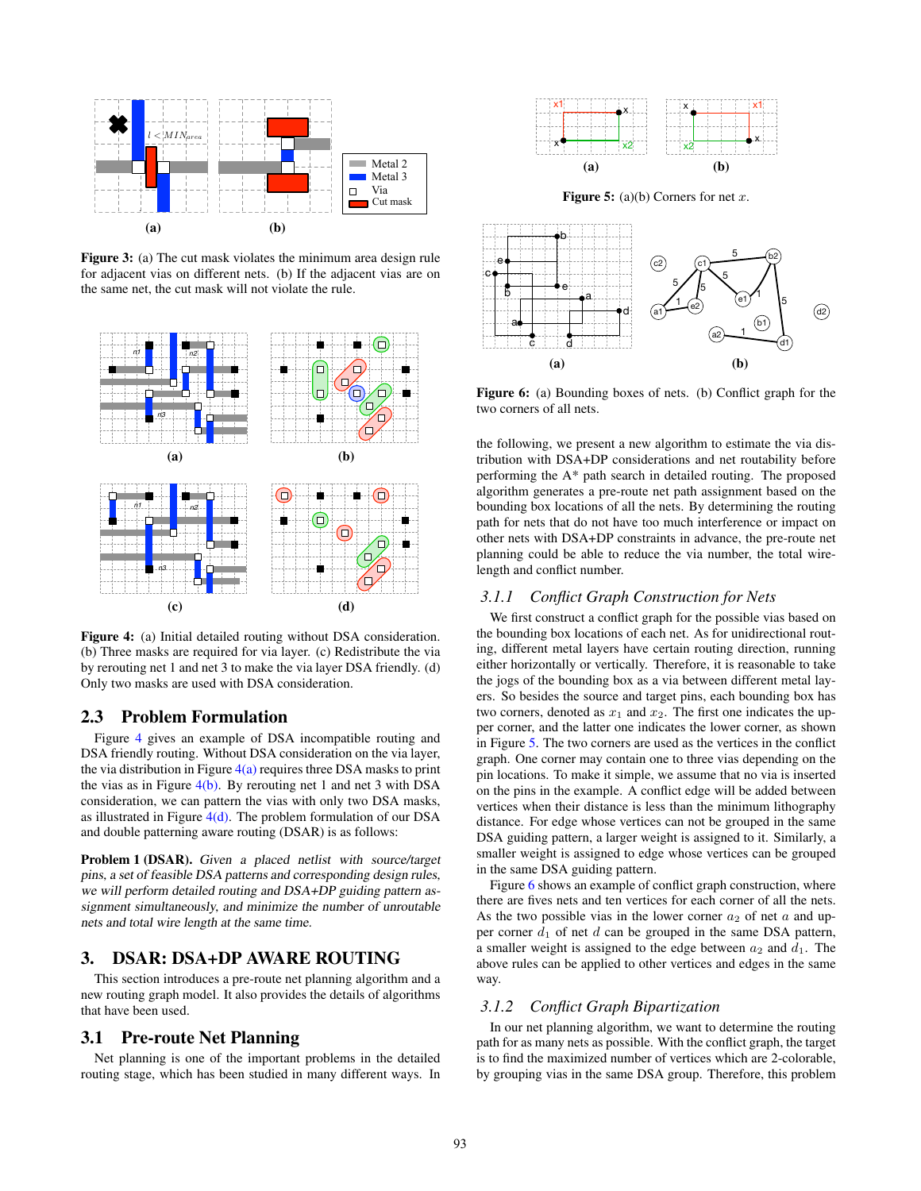Figure 3: (a) The cut mask violates the minimum area design rule for adjacent vias on different nets. (b) If the adjacent vias are on the same net, the cut mask will not violate the rule.

Figure 4: (a) Initial detailed routing without DSA consideration. (b) Three masks are required for via layer. (c) Redistribute the via by rerouting net 1 and net 3 to make the via layer DSA friendly. (d) Only two masks are used with DSA consideration.

## 2.3 Problem Formulation

Figure 4 gives an example of DSA incompatible routing and DSA friendly routing. Without DSA consideration on the via layer, the via distribution in Figure 4(a) requires three DSA masks to print the vias as in Figure 4(b). By rerouting net 1 and net 3 with DSA consideration, we can pattern the vias with only two DSA masks, as illustrated in Figure 4(d). The problem formulation of our DSA and double patterning aware routing (DSAR) is as follows:

**Problem 1 (DSAR).** *Given a placed netlist with source/target pins, a set of feasible DSA patterns and corresponding design rules, we will perform detailed routing and DSA+DP guiding pattern assignment simultaneously, and minimize the number of unroutable nets and total wire length at the same time.*

# 3. DSAR: DSA+DP AWARE ROUTING

This section introduces a pre-route net planning algorithm and a new routing graph model. It also provides the details of algorithms that have been used.

## 3.1 Pre-route Net Planning

Net planning is one of the important problems in the detailed routing stage, which has been studied in many different ways. In the following, we present a new algorithm to estimate the via distribution with DSA+DP considerations and net routability before performing the A* path search in detailed routing. The proposed algorithm generates a pre-route net path assignment based on the bounding box locations of all the nets. By determining the routing path for nets that do not have too much interference or impact on other nets with DSA+DP constraints in advance, the pre-route net planning could be able to reduce the via number, the total wirelength and conflict number.

Figure 5: (a)(b) Corners for net $x$.

Figure 6: (a) Bounding boxes of nets. (b) Conflict graph for the two corners of all nets.

### 3.1.1 Conflict Graph Construction for Nets

We first construct a conflict graph for the possible vias based on the bounding box locations of each net. As for unidirectional routing, different metal layers have certain routing direction, running either horizontally or vertically. Therefore, it is reasonable to take the jogs of the bounding box as a via between different metal layers. So besides the source and target pins, each bounding box has two corners, denoted as $x_1$ and $x_2$. The first one indicates the upper corner, and the latter one indicates the lower corner, as shown in Figure 5. The two corners are used as the vertices in the conflict graph. One corner may contain one to three vias depending on the pin locations. To make it simple, we assume that no via is inserted on the pins in the example. A conflict edge will be added between vertices when their distance is less than the minimum lithography distance. For edge whose vertices can not be grouped in the same DSA guiding pattern, a larger weight is assigned to it. Similarly, a smaller weight is assigned to edge whose vertices can be grouped in the same DSA guiding pattern.

Figure 6 shows an example of conflict graph construction, where there are fives nets and ten vertices for each corner of all the nets. As the two possible vias in the lower corner $a_2$ of net $a$ and upper corner $d_1$ of net $d$ can be grouped in the same DSA pattern, a smaller weight is assigned to the edge between $a_2$ and $d_1$. The above rules can be applied to other vertices and edges in the same way.

### 3.1.2 Conflict Graph Bipartization

In our net planning algorithm, we want to determine the routing path for as many nets as possible. With the conflict graph, the target is to find the maximized number of vertices which are 2-colorable, by grouping vias in the same DSA group. Therefore, this problem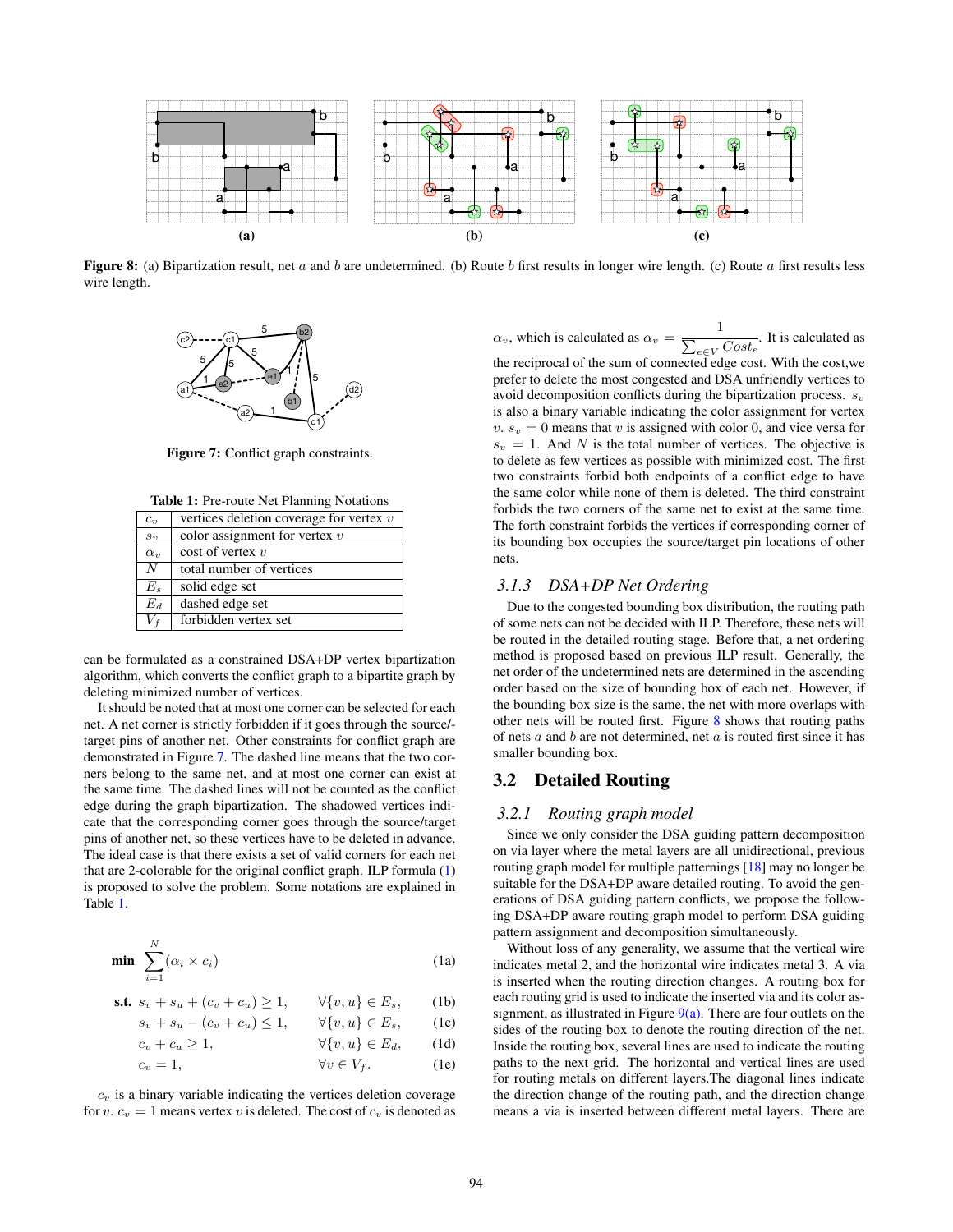Figure 8: (a) Bipartization result, net $a$ and $b$ are undetermined. (b) Route $b$ first results in longer wire length. (c) Route $a$ first results less wire length.

Figure 7: Conflict graph constraints.

**Table 1:** Pre-route Net Planning Notations

| | |
|---|---|
| $c_v$ | vertices deletion coverage for vertex $v$ |
| $s_v$ | color assignment for vertex $v$ |
| $\alpha_v$ | cost of vertex $v$ |
| $N$ | total number of vertices |
| $E_s$ | solid edge set |
| $E_d$ | dashed edge set |
| $V_f$ | forbidden vertex set |

can be formulated as a constrained DSA+DP vertex bipartization algorithm, which converts the conflict graph to a bipartite graph by deleting minimized number of vertices.

It should be noted that at most one corner can be selected for each net. A net corner is strictly forbidden if it goes through the source/-target pins of another net. Other constraints for conflict graph are demonstrated in Figure 7. The dashed line means that the two corners belong to the same net, and at most one corner can exist at the same time. The dashed lines will not be counted as the conflict edge during the graph bipartization. The shadowed vertices indicate that the corresponding corner goes through the source/target pins of another net, so these vertices have to be deleted in advance. The ideal case is that there exists a set of valid corners for each net that are 2-colorable for the original conflict graph. ILP formula (1) is proposed to solve the problem. Some notations are explained in Table 1.

$$\textbf{min} \quad \sum_{i=1}^{N}(\alpha_i \times c_i) \tag{1a}$$

$$\textbf{s.t.} \quad s_v + s_u + (c_v + c_u) \geq 1, \qquad \forall\{v,u\} \in E_s, \tag{1b}$$

$$s_v + s_u - (c_v + c_u) \leq 1, \qquad \forall\{v,u\} \in E_s, \tag{1c}$$

$$c_v + c_u \geq 1, \qquad \forall\{v,u\} \in E_d, \tag{1d}$$

$$c_v = 1, \qquad \forall v \in V_f. \tag{1e}$$

$c_v$ is a binary variable indicating the vertices deletion coverage for $v$. $c_v = 1$ means vertex $v$ is deleted. The cost of $c_v$ is denoted as $\alpha_v$, which is calculated as $\alpha_v = \frac{1}{\sum_{e \in V} Cost_e}$. It is calculated as the reciprocal of the sum of connected edge cost. With the cost,we prefer to delete the most congested and DSA unfriendly vertices to avoid decomposition conflicts during the bipartization process. $s_v$ is also a binary variable indicating the color assignment for vertex $v$. $s_v = 0$ means that $v$ is assigned with color 0, and vice versa for $s_v = 1$. And $N$ is the total number of vertices. The objective is to delete as few vertices as possible with minimized cost. The first two constraints forbid both endpoints of a conflict edge to have the same color while none of them is deleted. The third constraint forbids the two corners of the same net to exist at the same time. The forth constraint forbids the vertices if corresponding corner of its bounding box occupies the source/target pin locations of other nets.

### 3.1.3 DSA+DP Net Ordering

Due to the congested bounding box distribution, the routing path of some nets can not be decided with ILP. Therefore, these nets will be routed in the detailed routing stage. Before that, a net ordering method is proposed based on previous ILP result. Generally, the net order of the undetermined nets are determined in the ascending order based on the size of bounding box of each net. However, if the bounding box size is the same, the net with more overlaps with other nets will be routed first. Figure 8 shows that routing paths of nets $a$ and $b$ are not determined, net $a$ is routed first since it has smaller bounding box.

## 3.2 Detailed Routing

### 3.2.1 Routing graph model

Since we only consider the DSA guiding pattern decomposition on via layer where the metal layers are all unidirectional, previous routing graph model for multiple patternings [18] may no longer be suitable for the DSA+DP aware detailed routing. To avoid the generations of DSA guiding pattern conflicts, we propose the following DSA+DP aware routing graph model to perform DSA guiding pattern assignment and decomposition simultaneously.

Without loss of any generality, we assume that the vertical wire indicates metal 2, and the horizontal wire indicates metal 3. A via is inserted when the routing direction changes. A routing box for each routing grid is used to indicate the inserted via and its color assignment, as illustrated in Figure 9(a). There are four outlets on the sides of the routing box to denote the routing direction of the net. Inside the routing box, several lines are used to indicate the routing paths to the next grid. The horizontal and vertical lines are used for routing metals on different layers.The diagonal lines indicate the direction change of the routing path, and the direction change means a via is inserted between different metal layers. There are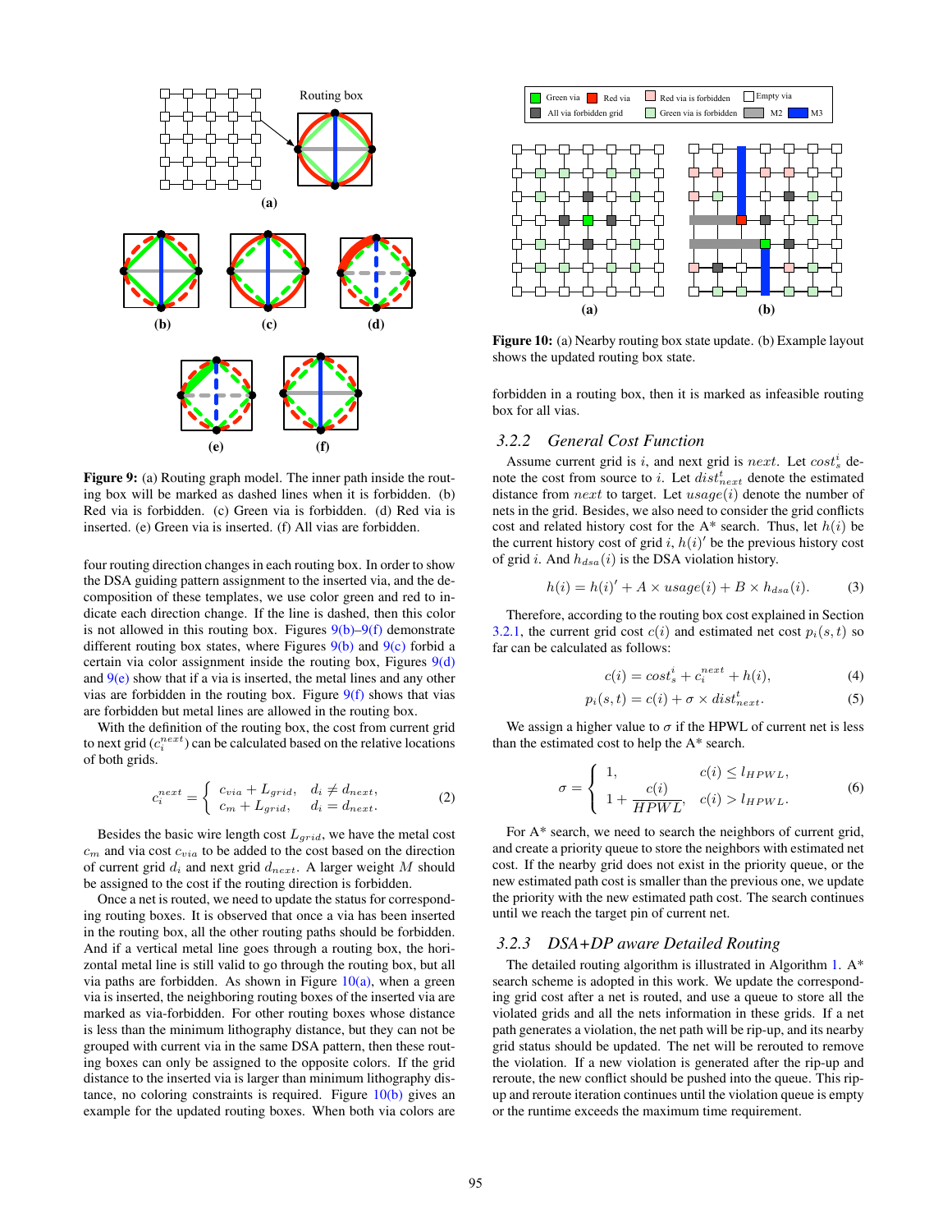Figure 9: (a) Routing graph model. The inner path inside the routing box will be marked as dashed lines when it is forbidden. (b) Red via is forbidden. (c) Green via is forbidden. (d) Red via is inserted. (e) Green via is inserted. (f) All vias are forbidden.

four routing direction changes in each routing box. In order to show the DSA guiding pattern assignment to the inserted via, and the decomposition of these templates, we use color green and red to indicate each direction change. If the line is dashed, then this color is not allowed in this routing box. Figures 9(b)–9(f) demonstrate different routing box states, where Figures 9(b) and 9(c) forbid a certain via color assignment inside the routing box, Figures 9(d) and 9(e) show that if a via is inserted, the metal lines and any other vias are forbidden in the routing box. Figure 9(f) shows that vias are forbidden but metal lines are allowed in the routing box.

With the definition of the routing box, the cost from current grid to next grid ($c_i^{next}$) can be calculated based on the relative locations of both grids.

$$c_i^{next} = \begin{cases} c_{via} + L_{grid}, & d_i \neq d_{next}, \\ c_m + L_{grid}, & d_i = d_{next}. \end{cases} \quad (2)$$

Besides the basic wire length cost $L_{grid}$, we have the metal cost $c_m$ and via cost $c_{via}$ to be added to the cost based on the direction of current grid $d_i$ and next grid $d_{next}$. A larger weight $M$ should be assigned to the cost if the routing direction is forbidden.

Once a net is routed, we need to update the status for corresponding routing boxes. It is observed that once a via has been inserted in the routing box, all the other routing paths should be forbidden. And if a vertical metal line goes through a routing box, the horizontal metal line is still valid to go through the routing box, but all via paths are forbidden. As shown in Figure 10(a), when a green via is inserted, the neighboring routing boxes of the inserted via are marked as via-forbidden. For other routing boxes whose distance is less than the minimum lithography distance, but they can not be grouped with current via in the same DSA pattern, then these routing boxes can only be assigned to the opposite colors. If the grid distance to the inserted via is larger than minimum lithography distance, no coloring constraints is required. Figure 10(b) gives an example for the updated routing boxes. When both via colors are

Figure 10: (a) Nearby routing box state update. (b) Example layout shows the updated routing box state.

forbidden in a routing box, then it is marked as infeasible routing box for all vias.

### 3.2.2 General Cost Function

Assume current grid is $i$, and next grid is $next$. Let $cost_s^i$ denote the cost from source to $i$. Let $dist_{next}^t$ denote the estimated distance from $next$ to target. Let $usage(i)$ denote the number of nets in the grid. Besides, we also need to consider the grid conflicts cost and related history cost for the A* search. Thus, let $h(i)$ be the current history cost of grid $i$, $h(i)'$ be the previous history cost of grid $i$. And $h_{dsa}(i)$ is the DSA violation history.

$$h(i) = h(i)' + A \times usage(i) + B \times h_{dsa}(i). \quad (3)$$

Therefore, according to the routing box cost explained in Section 3.2.1, the current grid cost $c(i)$ and estimated net cost $p_i(s,t)$ so far can be calculated as follows:

$$c(i) = cost_s^i + c_i^{next} + h(i), \quad (4)$$

$$p_i(s,t) = c(i) + \sigma \times dist_{next}^t. \quad (5)$$

We assign a higher value to $\sigma$ if the HPWL of current net is less than the estimated cost to help the A* search.

$$\sigma = \begin{cases} 1, & c(i) \leq l_{HPWL}, \\ 1 + \dfrac{c(i)}{HPWL}, & c(i) > l_{HPWL}. \end{cases} \quad (6)$$

For A* search, we need to search the neighbors of current grid, and create a priority queue to store the neighbors with estimated net cost. If the nearby grid does not exist in the priority queue, or the new estimated path cost is smaller than the previous one, we update the priority with the new estimated path cost. The search continues until we reach the target pin of current net.

### 3.2.3 DSA+DP aware Detailed Routing

The detailed routing algorithm is illustrated in Algorithm 1. A* search scheme is adopted in this work. We update the corresponding grid cost after a net is routed, and use a queue to store all the violated grids and all the nets information in these grids. If a net path generates a violation, the net path will be rip-up, and its nearby grid status should be updated. The net will be rerouted to remove the violation. If a new violation is generated after the rip-up and reroute, the new conflict should be pushed into the queue. This rip-up and reroute iteration continues until the violation queue is empty or the runtime exceeds the maximum time requirement.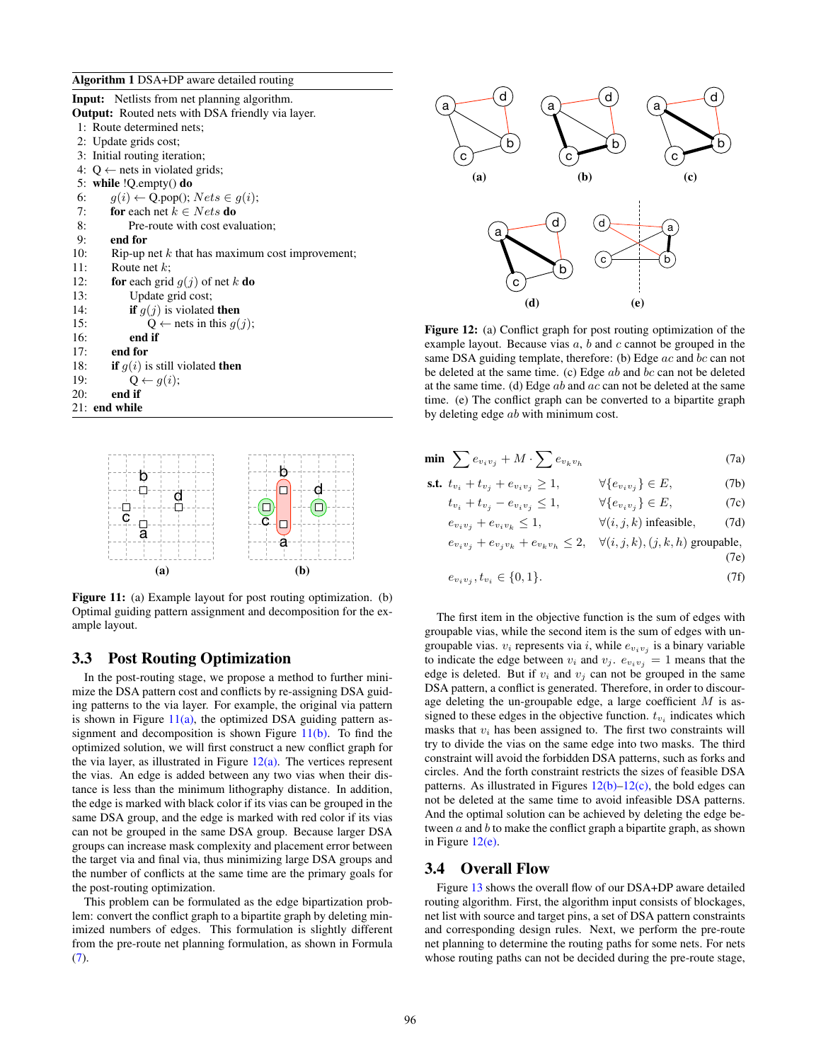**Algorithm 1** DSA+DP aware detailed routing

**Input:** Netlists from net planning algorithm.
**Output:** Routed nets with DSA friendly via layer.

```
1:  Route determined nets;
2:  Update grids cost;
3:  Initial routing iteration;
4:  Q ← nets in violated grids;
5:  while !Q.empty() do
6:      g(i) ← Q.pop(); Nets ∈ g(i);
7:      for each net k ∈ Nets do
8:          Pre-route with cost evaluation;
9:      end for
10:     Rip-up net k that has maximum cost improvement;
11:     Route net k;
12:     for each grid g(j) of net k do
13:         Update grid cost;
14:         if g(j) is violated then
15:             Q ← nets in this g(j);
16:         end if
17:     end for
18:     if g(i) is still violated then
19:         Q ← g(i);
20:     end if
21: end while
```

**Figure 11:** (a) Example layout for post routing optimization. (b) Optimal guiding pattern assignment and decomposition for the example layout.

## 3.3 Post Routing Optimization

In the post-routing stage, we propose a method to further minimize the DSA pattern cost and conflicts by re-assigning DSA guiding patterns to the via layer. For example, the original via pattern is shown in Figure 11(a), the optimized DSA guiding pattern assignment and decomposition is shown Figure 11(b). To find the optimized solution, we will first construct a new conflict graph for the via layer, as illustrated in Figure 12(a). The vertices represent the vias. An edge is added between any two vias when their distance is less than the minimum lithography distance. In addition, the edge is marked with black color if its vias can be grouped in the same DSA group, and the edge is marked with red color if its vias can not be grouped in the same DSA group. Because larger DSA groups can increase mask complexity and placement error between the target via and final via, thus minimizing large DSA groups and the number of conflicts at the same time are the primary goals for the post-routing optimization.

This problem can be formulated as the edge bipartization problem: convert the conflict graph to a bipartite graph by deleting minimized numbers of edges. This formulation is slightly different from the pre-route net planning formulation, as shown in Formula (7).

**Figure 12:** (a) Conflict graph for post routing optimization of the example layout. Because vias $a$, $b$ and $c$ cannot be grouped in the same DSA guiding template, therefore: (b) Edge $ac$ and $bc$ can not be deleted at the same time. (c) Edge $ab$ and $bc$ can not be deleted at the same time. (d) Edge $ab$ and $ac$ can not be deleted at the same time. (e) The conflict graph can be converted to a bipartite graph by deleting edge $ab$ with minimum cost.

$$\textbf{min} \quad \sum e_{v_i v_j} + M \cdot \sum e_{v_k v_h} \tag{7a}$$

$$\textbf{s.t.} \quad t_{v_i} + t_{v_j} + e_{v_i v_j} \geq 1, \qquad \forall \{e_{v_i v_j}\} \in E, \tag{7b}$$

$$t_{v_i} + t_{v_j} - e_{v_i v_j} \leq 1, \qquad \forall \{e_{v_i v_j}\} \in E, \tag{7c}$$

$$e_{v_i v_j} + e_{v_i v_k} \leq 1, \qquad \forall (i,j,k) \text{ infeasible}, \tag{7d}$$

$$e_{v_i v_j} + e_{v_j v_k} + e_{v_k v_h} \leq 2, \quad \forall (i,j,k), (j,k,h) \text{ groupable}, \tag{7e}$$

$$e_{v_i v_j}, t_{v_i} \in \{0, 1\}. \tag{7f}$$

The first item in the objective function is the sum of edges with groupable vias, while the second item is the sum of edges with ungroupable vias. $v_i$ represents via $i$, while $e_{v_i v_j}$ is a binary variable to indicate the edge between $v_i$ and $v_j$. $e_{v_i v_j} = 1$ means that the edge is deleted. But if $v_i$ and $v_j$ can not be grouped in the same DSA pattern, a conflict is generated. Therefore, in order to discourage deleting the un-groupable edge, a large coefficient $M$ is assigned to these edges in the objective function. $t_{v_i}$ indicates which masks that $v_i$ has been assigned to. The first two constraints will try to divide the vias on the same edge into two masks. The third constraint will avoid the forbidden DSA patterns, such as forks and circles. And the forth constraint restricts the sizes of feasible DSA patterns. As illustrated in Figures 12(b)–12(c), the bold edges can not be deleted at the same time to avoid infeasible DSA patterns. And the optimal solution can be achieved by deleting the edge between $a$ and $b$ to make the conflict graph a bipartite graph, as shown in Figure 12(e).

## 3.4 Overall Flow

Figure 13 shows the overall flow of our DSA+DP aware detailed routing algorithm. First, the algorithm input consists of blockages, net list with source and target pins, a set of DSA pattern constraints and corresponding design rules. Next, we perform the pre-route net planning to determine the routing paths for some nets. For nets whose routing paths can not be decided during the pre-route stage,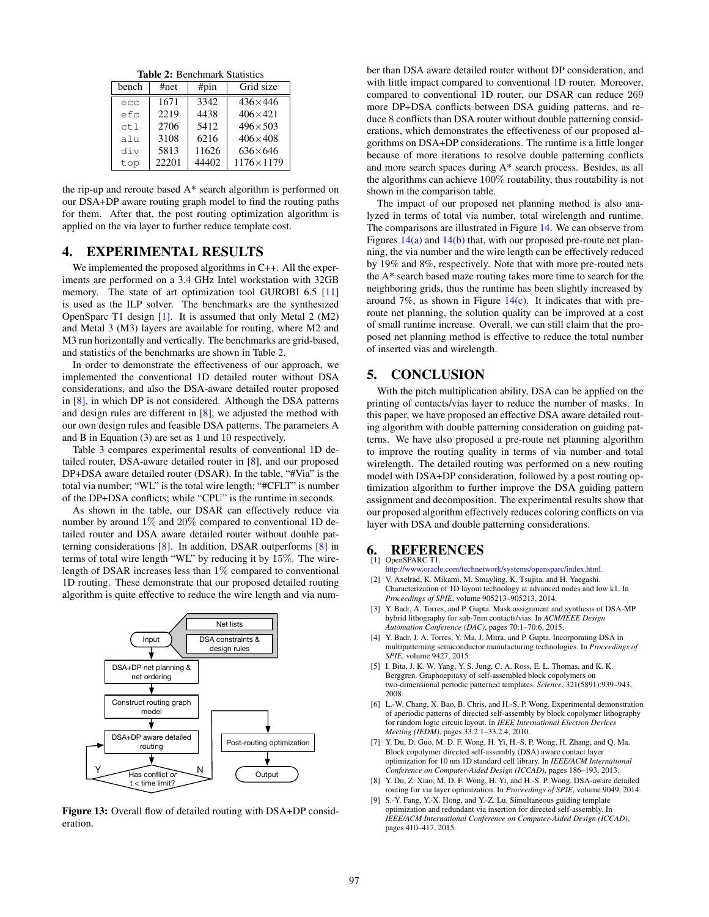**Table 2:** Benchmark Statistics

| bench | #net | #pin | Grid size |
|---|---|---|---|
| ecc | 1671 | 3342 | 436×446 |
| efc | 2219 | 4438 | 406×421 |
| ctl | 2706 | 5412 | 496×503 |
| alu | 3108 | 6216 | 406×408 |
| div | 5813 | 11626 | 636×646 |
| top | 22201 | 44402 | 1176×1179 |

the rip-up and reroute based A* search algorithm is performed on our DSA+DP aware routing graph model to find the routing paths for them. After that, the post routing optimization algorithm is applied on the via layer to further reduce template cost.

## 4. EXPERIMENTAL RESULTS

We implemented the proposed algorithms in C++. All the experiments are performed on a 3.4 GHz Intel workstation with 32GB memory. The state of art optimization tool GUROBI 6.5 [11] is used as the ILP solver. The benchmarks are the synthesized OpenSparc T1 design [1]. It is assumed that only Metal 2 (M2) and Metal 3 (M3) layers are available for routing, where M2 and M3 run horizontally and vertically. The benchmarks are grid-based, and statistics of the benchmarks are shown in Table 2.

In order to demonstrate the effectiveness of our approach, we implemented the conventional 1D detailed router without DSA considerations, and also the DSA-aware detailed router proposed in [8], in which DP is not considered. Although the DSA patterns and design rules are different in [8], we adjusted the method with our own design rules and feasible DSA patterns. The parameters A and B in Equation (3) are set as 1 and 10 respectively.

Table 3 compares experimental results of conventional 1D detailed router, DSA-aware detailed router in [8], and our proposed DP+DSA aware detailed router (DSAR). In the table, "#Via" is the total via number; "WL" is the total wire length; "#CFLT" is number of the DP+DSA conflicts; while "CPU" is the runtime in seconds.

As shown in the table, our DSAR can effectively reduce via number by around 1% and 20% compared to conventional 1D detailed router and DSA aware detailed router without double patterning considerations [8]. In addition, DSAR outperforms [8] in terms of total wire length "WL" by reducing it by 15%. The wirelength of DSAR increases less than 1% compared to conventional 1D routing. These demonstrate that our proposed detailed routing algorithm is quite effective to reduce the wire length and via number than DSA aware detailed router without DP consideration, and with little impact compared to conventional 1D router. Moreover, compared to conventional 1D router, our DSAR can reduce 269 more DP+DSA conflicts between DSA guiding patterns, and reduce 8 conflicts than DSA router without double patterning considerations, which demonstrates the effectiveness of our proposed algorithms on DSA+DP considerations. The runtime is a little longer because of more iterations to resolve double patterning conflicts and more search spaces during A* search process. Besides, as all the algorithms can achieve 100% routability, thus routability is not shown in the comparison table.

The impact of our proposed net planning method is also analyzed in terms of total via number, total wirelength and runtime. The comparisons are illustrated in Figure 14. We can observe from Figures 14(a) and 14(b) that, with our proposed pre-route net planning, the via number and the wire length can be effectively reduced by 19% and 8%, respectively. Note that with more pre-routed nets the A* search based maze routing takes more time to search for the neighboring grids, thus the runtime has been slightly increased by around 7%, as shown in Figure 14(c). It indicates that with pre-route net planning, the solution quality can be improved at a cost of small runtime increase. Overall, we can still claim that the proposed net planning method is effective to reduce the total number of inserted vias and wirelength.

Input → (Net lists; DSA constraints & design rules) → DSA+DP net planning & net ordering → Construct routing graph model → DSA+DP aware detailed routing → Has conflict or t < time limit? (Y: back to DSA+DP aware detailed routing; N: Post-routing optimization → Output)

**Figure 13:** Overall flow of detailed routing with DSA+DP consideration.

## 5. CONCLUSION

With the pitch multiplication ability, DSA can be applied on the printing of contacts/vias layer to reduce the number of masks. In this paper, we have proposed an effective DSA aware detailed routing algorithm with double patterning consideration on guiding patterns. We have also proposed a pre-route net planning algorithm to improve the routing quality in terms of via number and total wirelength. The detailed routing was performed on a new routing model with DSA+DP consideration, followed by a post routing optimization algorithm to further improve the DSA guiding pattern assignment and decomposition. The experimental results show that our proposed algorithm effectively reduces coloring conflicts on via layer with DSA and double patterning considerations.

## 6. REFERENCES

[1] OpenSPARC T1. http://www.oracle.com/technetwork/systems/opensparc/index.html.

[2] V. Axelrad, K. Mikami, M. Smayling, K. Tsujita, and H. Yaegashi. Characterization of 1D layout technology at advanced nodes and low k1. In *Proceedings of SPIE*, volume 905213–905213, 2014.

[3] Y. Badr, A. Torres, and P. Gupta. Mask assignment and synthesis of DSA-MP hybrid lithography for sub-7nm contacts/vias. In *ACM/IEEE Design Automation Conference (DAC)*, pages 70:1–70:6, 2015.

[4] Y. Badr, J. A. Torres, Y. Ma, J. Mitra, and P. Gupta. Incorporating DSA in multipatterning semiconductor manufacturing technologies. In *Proceedings of SPIE*, volume 9427, 2015.

[5] I. Bita, J. K. W. Yang, Y. S. Jung, C. A. Ross, E. L. Thomas, and K. K. Berggren. Graphoepitaxy of self-assembled block copolymers on two-dimensional periodic patterned templates. *Science*, 321(5891):939–943, 2008.

[6] L.-W. Chang, X. Bao, B. Chris, and H.-S. P. Wong. Experimental demonstration of aperiodic patterns of directed self-assembly by block copolymer lithography for random logic circuit layout. In *IEEE International Electron Devices Meeting (IEDM)*, pages 33.2.1–33.2.4, 2010.

[7] Y. Du, D. Guo, M. D. F. Wong, H. Yi, H.-S. P. Wong, H. Zhang, and Q. Ma. Block copolymer directed self-assembly (DSA) aware contact layer optimization for 10 nm 1D standard cell library. In *IEEE/ACM International Conference on Computer-Aided Design (ICCAD)*, pages 186–193, 2013.

[8] Y. Du, Z. Xiao, M. D. F. Wong, H. Yi, and H.-S. P. Wong. DSA-aware detailed routing for via layer optimization. In *Proceedings of SPIE*, volume 9049, 2014.

[9] S.-Y. Fang, Y.-X. Hong, and Y.-Z. Lu. Simultaneous guiding template optimization and redundant via insertion for directed self-assembly. In *IEEE/ACM International Conference on Computer-Aided Design (ICCAD)*, pages 410–417, 2015.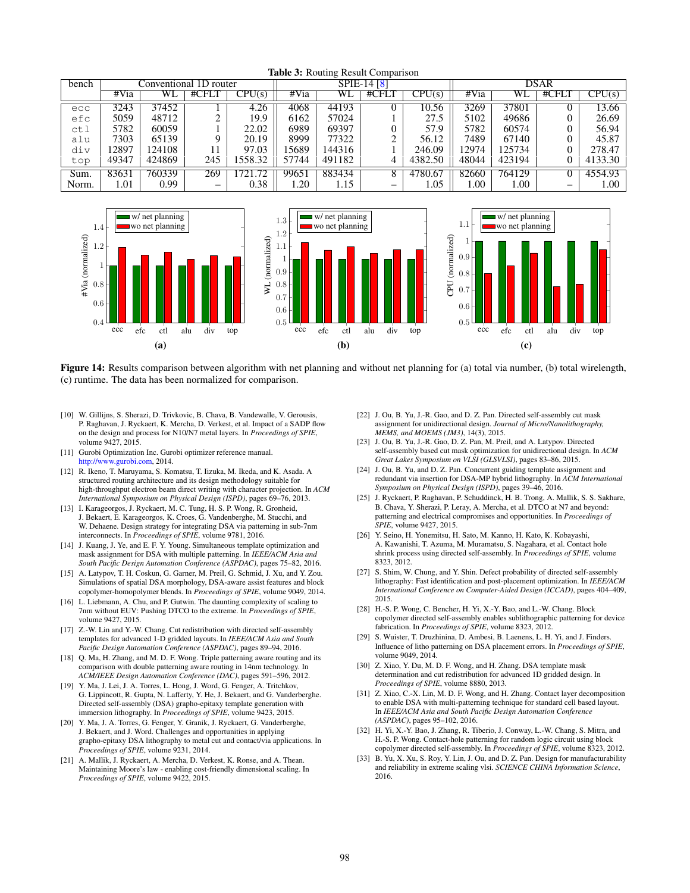**Table 3:** Routing Result Comparison

| bench | Conventional 1D router | | | | SPIE-14 [8] | | | | DSAR | | | |
|---|---|---|---|---|---|---|---|---|---|---|---|---|
| | #Via | WL | #CFLT | CPU(s) | #Via | WL | #CFLT | CPU(s) | #Via | WL | #CFLT | CPU(s) |
| ecc | 3243 | 37452 | 1 | 4.26 | 4068 | 44193 | 0 | 10.56 | 3269 | 37801 | 0 | 13.66 |
| efc | 5059 | 48712 | 2 | 19.9 | 6162 | 57024 | 1 | 27.5 | 5102 | 49686 | 0 | 26.69 |
| ctl | 5782 | 60059 | 1 | 22.02 | 6989 | 69397 | 0 | 57.9 | 5782 | 60574 | 0 | 56.94 |
| alu | 7303 | 65139 | 9 | 20.19 | 8999 | 77322 | 2 | 56.12 | 7489 | 67140 | 0 | 45.87 |
| div | 12897 | 124108 | 11 | 97.03 | 15689 | 144316 | 1 | 246.09 | 12974 | 125734 | 0 | 278.47 |
| top | 49347 | 424869 | 245 | 1558.32 | 57744 | 491182 | 4 | 4382.50 | 48044 | 423194 | 0 | 4133.30 |
| Sum. | 83631 | 760339 | 269 | 1721.72 | 99651 | 883434 | 8 | 4780.67 | 82660 | 764129 | 0 | 4554.93 |
| Norm. | 1.01 | 0.99 | – | 0.38 | 1.20 | 1.15 | – | 1.05 | 1.00 | 1.00 | – | 1.00 |

w/ net planning
wo net planning
#Via (normalized)
WL (normalized)
CPU (normalized)
ecc efc ctl alu div top
(a) (b) (c)

**Figure 14:** Results comparison between algorithm with net planning and without net planning for (a) total via number, (b) total wirelength, (c) runtime. The data has been normalized for comparison.

[10] W. Gillijns, S. Sherazi, D. Trivkovic, B. Chava, B. Vandewalle, V. Gerousis, P. Raghavan, J. Ryckaert, K. Mercha, D. Verkest, et al. Impact of a SADP flow on the design and process for N10/N7 metal layers. In *Proceedings of SPIE*, volume 9427, 2015.

[11] Gurobi Optimization Inc. Gurobi optimizer reference manual. http://www.gurobi.com, 2014.

[12] R. Ikeno, T. Maruyama, S. Komatsu, T. Iizuka, M. Ikeda, and K. Asada. A structured routing architecture and its design methodology suitable for high-throughput electron beam direct writing with character projection. In *ACM International Symposium on Physical Design (ISPD)*, pages 69–76, 2013.

[13] I. Karageorgos, J. Ryckaert, M. C. Tung, H. S. P. Wong, R. Gronheid, J. Bekaert, E. Karageorgos, K. Croes, G. Vandenberghe, M. Stucchi, and W. Dehaene. Design strategy for integrating DSA via patterning in sub-7nm interconnects. In *Proceedings of SPIE*, volume 9781, 2016.

[14] J. Kuang, J. Ye, and E. F. Y. Young. Simultaneous template optimization and mask assignment for DSA with multiple patterning. In *IEEE/ACM Asia and South Pacific Design Automation Conference (ASPDAC)*, pages 75–82, 2016.

[15] A. Latypov, T. H. Coskun, G. Garner, M. Preil, G. Schmid, J. Xu, and Y. Zou. Simulations of spatial DSA morphology, DSA-aware assist features and block copolymer-homopolymer blends. In *Proceedings of SPIE*, volume 9049, 2014.

[16] L. Liebmann, A. Chu, and P. Gutwin. The daunting complexity of scaling to 7nm without EUV: Pushing DTCO to the extreme. In *Proceedings of SPIE*, volume 9427, 2015.

[17] Z.-W. Lin and Y.-W. Chang. Cut redistribution with directed self-assembly templates for advanced 1-D gridded layouts. In *IEEE/ACM Asia and South Pacific Design Automation Conference (ASPDAC)*, pages 89–94, 2016.

[18] Q. Ma, H. Zhang, and M. D. F. Wong. Triple patterning aware routing and its comparison with double patterning aware routing in 14nm technology. In *ACM/IEEE Design Automation Conference (DAC)*, pages 591–596, 2012.

[19] Y. Ma, J. Lei, J. A. Torres, L. Hong, J. Word, G. Fenger, A. Tritchkov, G. Lippincott, R. Gupta, N. Lafferty, Y. He, J. Bekaert, and G. Vanderberghe. Directed self-assembly (DSA) grapho-epitaxy template generation with immersion lithography. In *Proceedings of SPIE*, volume 9423, 2015.

[20] Y. Ma, J. A. Torres, G. Fenger, Y. Granik, J. Ryckaert, G. Vanderberghe, J. Bekaert, and J. Word. Challenges and opportunities in applying grapho-epitaxy DSA lithography to metal cut and contact/via applications. In *Proceedings of SPIE*, volume 9231, 2014.

[21] A. Mallik, J. Ryckaert, A. Mercha, D. Verkest, K. Ronse, and A. Thean. Maintaining Moore's law - enabling cost-friendly dimensional scaling. In *Proceedings of SPIE*, volume 9422, 2015.

[22] J. Ou, B. Yu, J.-R. Gao, and D. Z. Pan. Directed self-assembly cut mask assignment for unidirectional design. *Journal of Micro/Nanolithography, MEMS, and MOEMS (JM3)*, 14(3), 2015.

[23] J. Ou, B. Yu, J.-R. Gao, D. Z. Pan, M. Preil, and A. Latypov. Directed self-assembly based cut mask optimization for unidirectional design. In *ACM Great Lakes Symposium on VLSI (GLSVLSI)*, pages 83–86, 2015.

[24] J. Ou, B. Yu, and D. Z. Pan. Concurrent guiding template assignment and redundant via insertion for DSA-MP hybrid lithography. In *ACM International Symposium on Physical Design (ISPD)*, pages 39–46, 2016.

[25] J. Ryckaert, P. Raghavan, P. Schuddinck, H. B. Trong, A. Mallik, S. S. Sakhare, B. Chava, Y. Sherazi, P. Leray, A. Mercha, et al. DTCO at N7 and beyond: patterning and electrical compromises and opportunities. In *Proceedings of SPIE*, volume 9427, 2015.

[26] Y. Seino, H. Yonemitsu, H. Sato, M. Kanno, H. Kato, K. Kobayashi, A. Kawanishi, T. Azuma, M. Muramatsu, S. Nagahara, et al. Contact hole shrink process using directed self-assembly. In *Proceedings of SPIE*, volume 8323, 2012.

[27] S. Shim, W. Chung, and Y. Shin. Defect probability of directed self-assembly lithography: Fast identification and post-placement optimization. In *IEEE/ACM International Conference on Computer-Aided Design (ICCAD)*, pages 404–409, 2015.

[28] H.-S. P. Wong, C. Bencher, H. Yi, X.-Y. Bao, and L.-W. Chang. Block copolymer directed self-assembly enables sublithographic patterning for device fabrication. In *Proceedings of SPIE*, volume 8323, 2012.

[29] S. Wuister, T. Druzhinina, D. Ambesi, B. Laenens, L. H. Yi, and J. Finders. Influence of litho patterning on DSA placement errors. In *Proceedings of SPIE*, volume 9049, 2014.

[30] Z. Xiao, Y. Du, M. D. F. Wong, and H. Zhang. DSA template mask determination and cut redistribution for advanced 1D gridded design. In *Proceedings of SPIE*, volume 8880, 2013.

[31] Z. Xiao, C.-X. Lin, M. D. F. Wong, and H. Zhang. Contact layer decomposition to enable DSA with multi-patterning technique for standard cell based layout. In *IEEE/ACM Asia and South Pacific Design Automation Conference (ASPDAC)*, pages 95–102, 2016.

[32] H. Yi, X.-Y. Bao, J. Zhang, R. Tiberio, J. Conway, L.-W. Chang, S. Mitra, and H.-S. P. Wong. Contact-hole patterning for random logic circuit using block copolymer directed self-assembly. In *Proceedings of SPIE*, volume 8323, 2012.

[33] B. Yu, X. Xu, S. Roy, Y. Lin, J. Ou, and D. Z. Pan. Design for manufacturability and reliability in extreme scaling vlsi. *SCIENCE CHINA Information Science*, 2016.